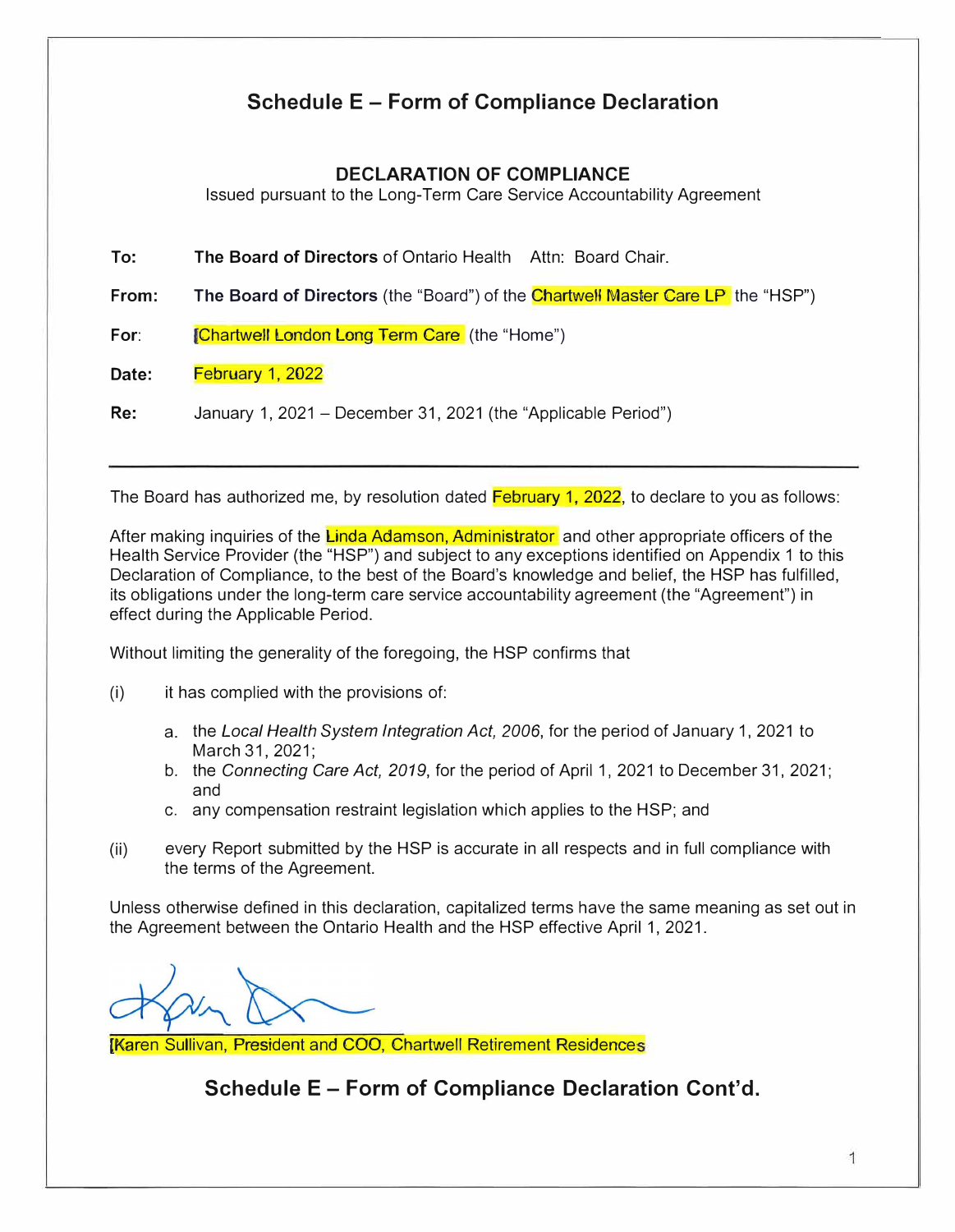# Schedule E – Form of Compliance Declaration

## DECLARATION OF COMPLIANCE

Issued pursuant to the Long-Term Care Service Accountability Agreement

**To:** **The Board of Directors** of Ontario Health Attn: Board Chair.

**From:** **The Board of Directors** (the "Board") of the Chartwell Master Care LP the "HSP")

**For:** [Chartwell London Long Term Care (the "Home")

**Date:** February 1, 2022

**Re:** January 1, 2021 – December 31, 2021 (the "Applicable Period")

---

The Board has authorized me, by resolution dated February 1, 2022, to declare to you as follows:

After making inquiries of the Linda Adamson, Administrator and other appropriate officers of the Health Service Provider (the "HSP") and subject to any exceptions identified on Appendix 1 to this Declaration of Compliance, to the best of the Board's knowledge and belief, the HSP has fulfilled, its obligations under the long-term care service accountability agreement (the "Agreement") in effect during the Applicable Period.

Without limiting the generality of the foregoing, the HSP confirms that

(i) it has complied with the provisions of:

a. the *Local Health System Integration Act, 2006*, for the period of January 1, 2021 to March 31, 2021;
b. the *Connecting Care Act, 2019*, for the period of April 1, 2021 to December 31, 2021; and
c. any compensation restraint legislation which applies to the HSP; and

(ii) every Report submitted by the HSP is accurate in all respects and in full compliance with the terms of the Agreement.

Unless otherwise defined in this declaration, capitalized terms have the same meaning as set out in the Agreement between the Ontario Health and the HSP effective April 1, 2021.

[Karen Sullivan, President and COO, Chartwell Retirement Residences

## Schedule E – Form of Compliance Declaration Cont'd.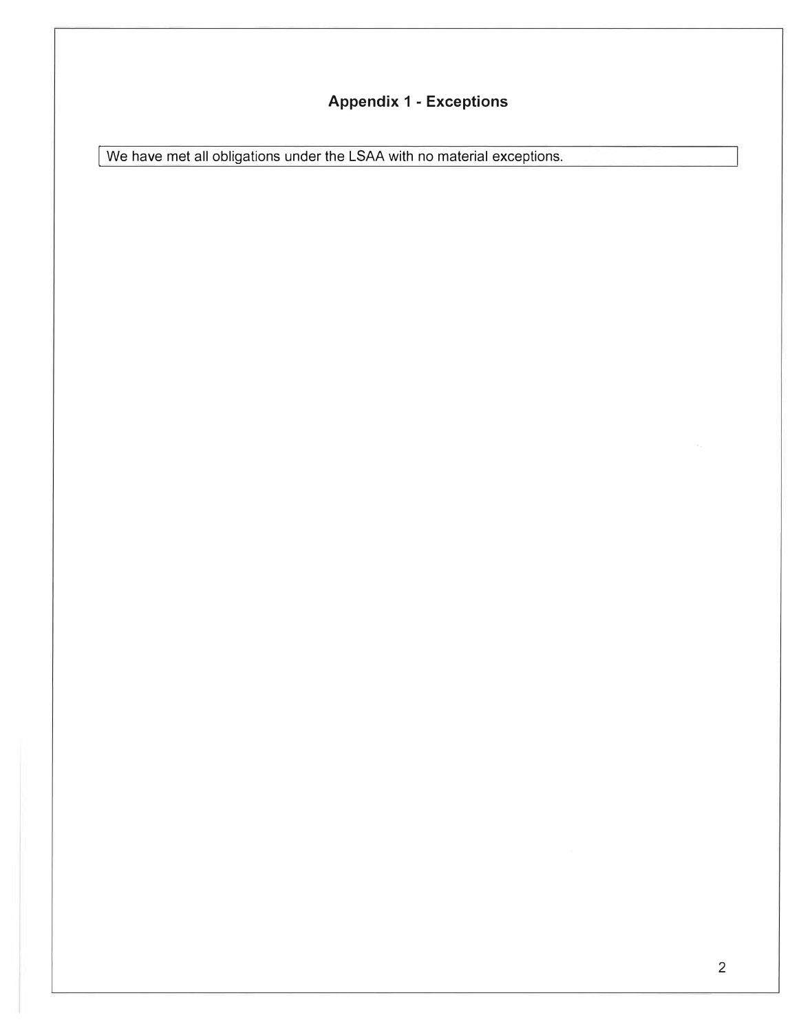## Appendix 1 - Exceptions

We have met all obligations under the LSAA with no material exceptions.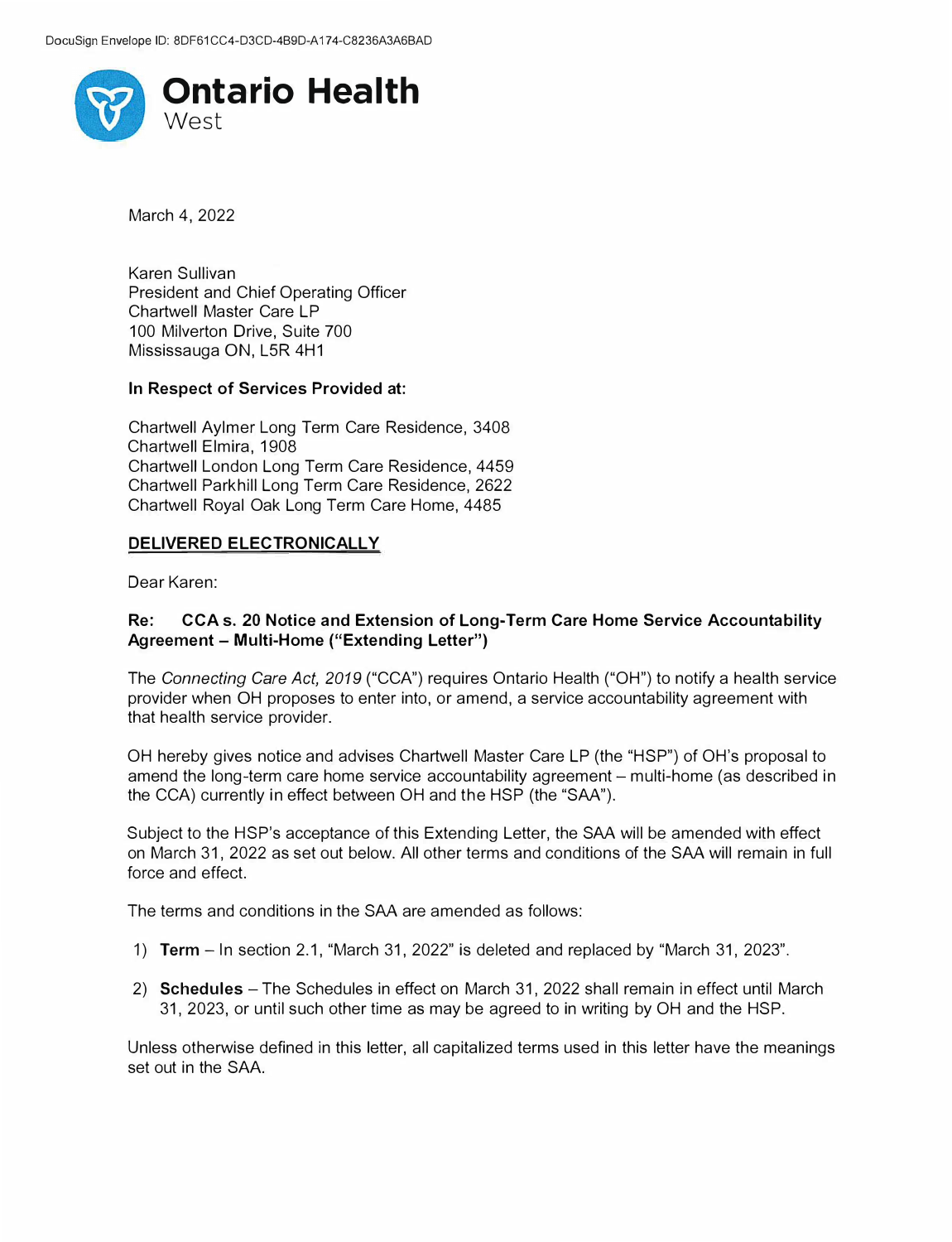DocuSign Envelope ID: 8DF61CC4-D3CD-4B9D-A174-C8236A3A6BAD

**Ontario Health**
West

March 4, 2022

Karen Sullivan
President and Chief Operating Officer
Chartwell Master Care LP
100 Milverton Drive, Suite 700
Mississauga ON, L5R 4H1

**In Respect of Services Provided at:**

Chartwell Aylmer Long Term Care Residence, 3408
Chartwell Elmira, 1908
Chartwell London Long Term Care Residence, 4459
Chartwell Parkhill Long Term Care Residence, 2622
Chartwell Royal Oak Long Term Care Home, 4485

**DELIVERED ELECTRONICALLY**

Dear Karen:

**Re: CCA s. 20 Notice and Extension of Long-Term Care Home Service Accountability Agreement – Multi-Home ("Extending Letter")**

The *Connecting Care Act, 2019* ("CCA") requires Ontario Health ("OH") to notify a health service provider when OH proposes to enter into, or amend, a service accountability agreement with that health service provider.

OH hereby gives notice and advises Chartwell Master Care LP (the "HSP") of OH's proposal to amend the long-term care home service accountability agreement – multi-home (as described in the CCA) currently in effect between OH and the HSP (the "SAA").

Subject to the HSP's acceptance of this Extending Letter, the SAA will be amended with effect on March 31, 2022 as set out below. All other terms and conditions of the SAA will remain in full force and effect.

The terms and conditions in the SAA are amended as follows:

1) **Term** – In section 2.1, "March 31, 2022" is deleted and replaced by "March 31, 2023".

2) **Schedules** – The Schedules in effect on March 31, 2022 shall remain in effect until March 31, 2023, or until such other time as may be agreed to in writing by OH and the HSP.

Unless otherwise defined in this letter, all capitalized terms used in this letter have the meanings set out in the SAA.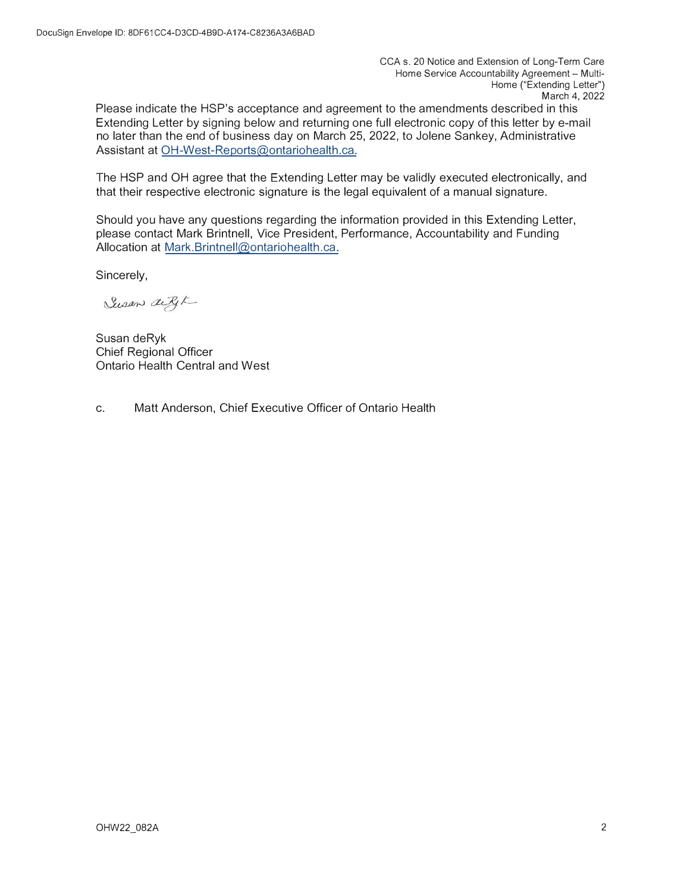Please indicate the HSP's acceptance and agreement to the amendments described in this Extending Letter by signing below and returning one full electronic copy of this letter by e-mail no later than the end of business day on March 25, 2022, to Jolene Sankey, Administrative Assistant at OH-West-Reports@ontariohealth.ca.

The HSP and OH agree that the Extending Letter may be validly executed electronically, and that their respective electronic signature is the legal equivalent of a manual signature.

Should you have any questions regarding the information provided in this Extending Letter, please contact Mark Brintnell, Vice President, Performance, Accountability and Funding Allocation at Mark.Brintnell@ontariohealth.ca.

Sincerely,

Susan deRyk
Chief Regional Officer
Ontario Health Central and West

c. Matt Anderson, Chief Executive Officer of Ontario Health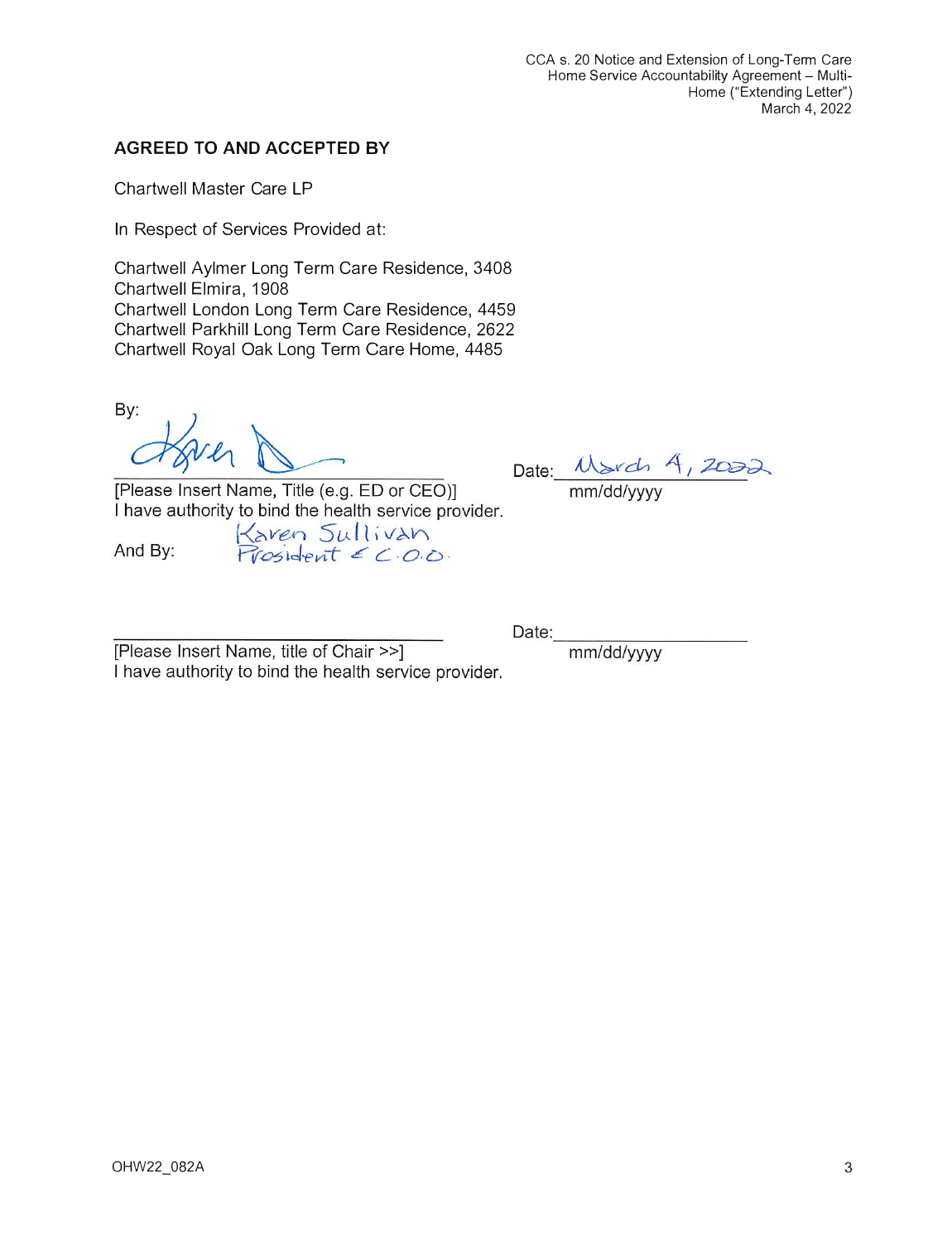**AGREED TO AND ACCEPTED BY**

Chartwell Master Care LP

In Respect of Services Provided at:

Chartwell Aylmer Long Term Care Residence, 3408
Chartwell Elmira, 1908
Chartwell London Long Term Care Residence, 4459
Chartwell Parkhill Long Term Care Residence, 2622
Chartwell Royal Oak Long Term Care Home, 4485

By: Karen S

Date: March 4, 2022

[Please Insert Name, Title (e.g. ED or CEO)]
I have authority to bind the health service provider.

mm/dd/yyyy

Karen Sullivan
President & C.O.O.

And By:

\_\_\_\_\_\_\_\_\_\_\_\_\_\_\_\_\_\_\_\_\_\_\_\_\_\_\_\_\_\_\_\_

Date: \_\_\_\_\_\_\_\_\_\_\_\_\_\_\_\_\_\_\_\_

[Please Insert Name, title of Chair >>]
I have authority to bind the health service provider.

mm/dd/yyyy

OHW22_082A